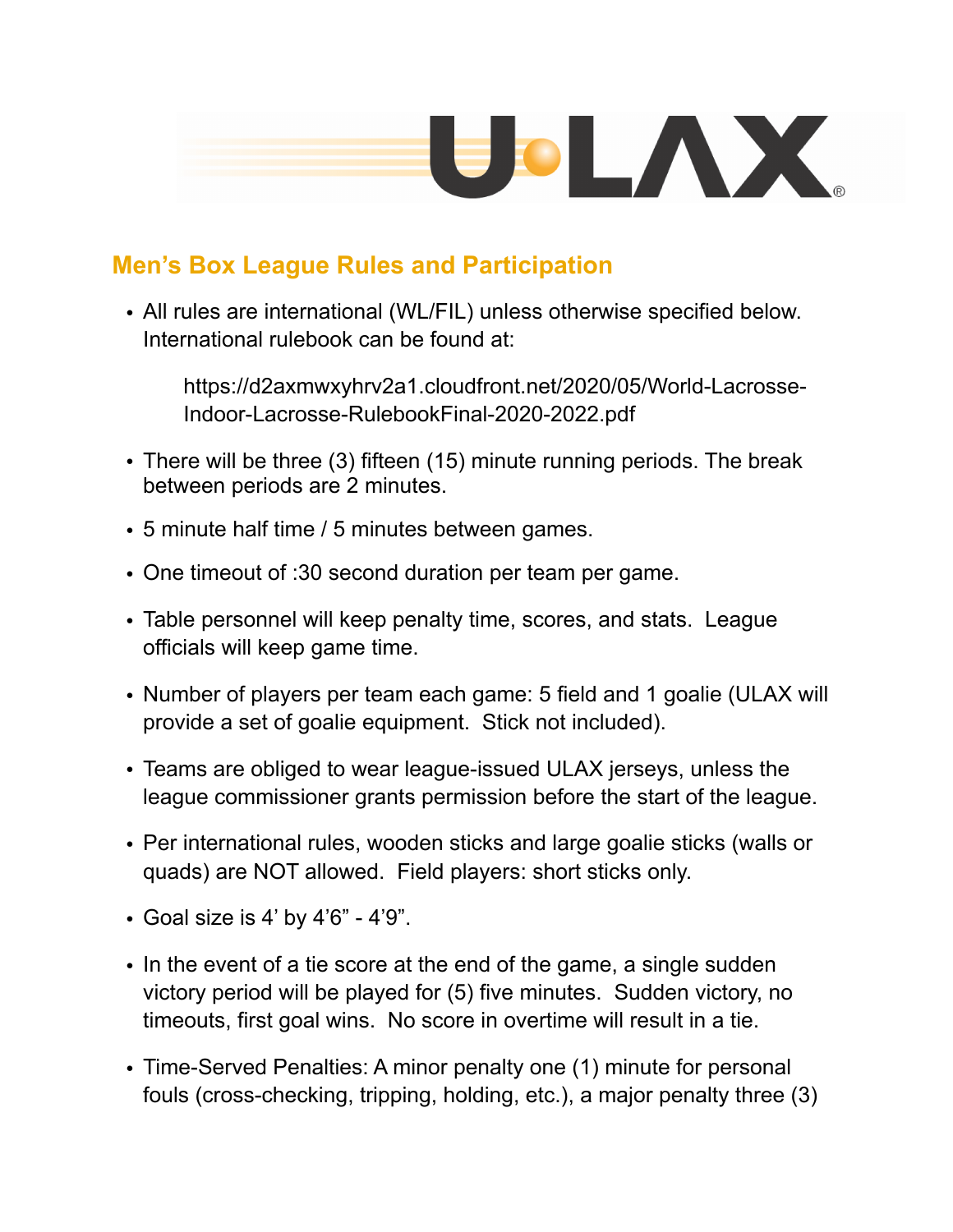U·LAX®

## Men's Box League Rules and Participation

- All rules are international (WL/FIL) unless otherwise specified below. International rulebook can be found at:

  https://d2axmwxyhrv2a1.cloudfront.net/2020/05/World-Lacrosse-Indoor-Lacrosse-RulebookFinal-2020-2022.pdf

- There will be three (3) fifteen (15) minute running periods. The break between periods are 2 minutes.
- 5 minute half time / 5 minutes between games.
- One timeout of :30 second duration per team per game.
- Table personnel will keep penalty time, scores, and stats. League officials will keep game time.
- Number of players per team each game: 5 field and 1 goalie (ULAX will provide a set of goalie equipment. Stick not included).
- Teams are obliged to wear league-issued ULAX jerseys, unless the league commissioner grants permission before the start of the league.
- Per international rules, wooden sticks and large goalie sticks (walls or quads) are NOT allowed. Field players: short sticks only.
- Goal size is 4' by 4'6" - 4'9".
- In the event of a tie score at the end of the game, a single sudden victory period will be played for (5) five minutes. Sudden victory, no timeouts, first goal wins. No score in overtime will result in a tie.
- Time-Served Penalties: A minor penalty one (1) minute for personal fouls (cross-checking, tripping, holding, etc.), a major penalty three (3)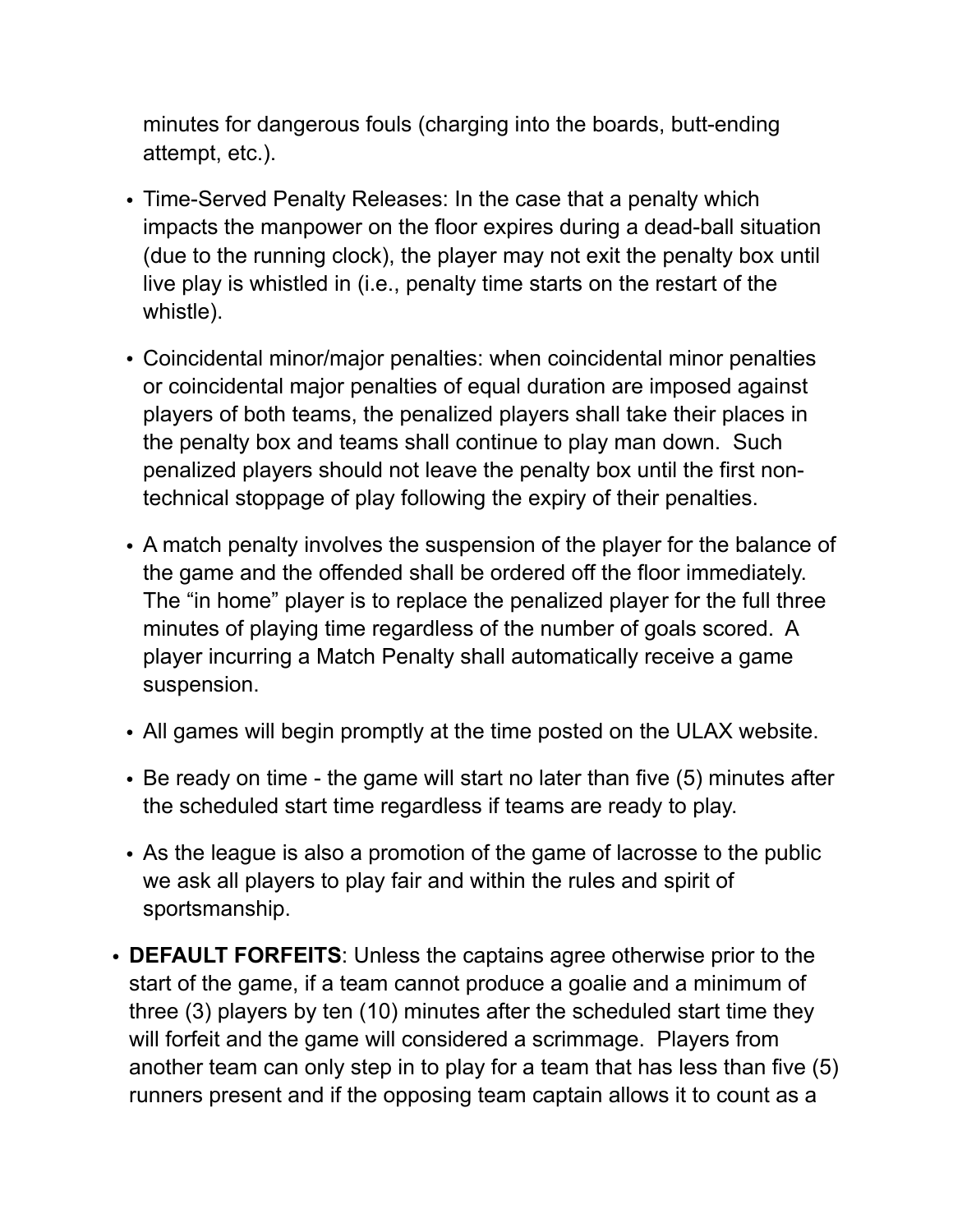minutes for dangerous fouls (charging into the boards, butt-ending attempt, etc.).

  - Time-Served Penalty Releases: In the case that a penalty which impacts the manpower on the floor expires during a dead-ball situation (due to the running clock), the player may not exit the penalty box until live play is whistled in (i.e., penalty time starts on the restart of the whistle).
  - Coincidental minor/major penalties: when coincidental minor penalties or coincidental major penalties of equal duration are imposed against players of both teams, the penalized players shall take their places in the penalty box and teams shall continue to play man down. Such penalized players should not leave the penalty box until the first non-technical stoppage of play following the expiry of their penalties.
  - A match penalty involves the suspension of the player for the balance of the game and the offended shall be ordered off the floor immediately. The "in home" player is to replace the penalized player for the full three minutes of playing time regardless of the number of goals scored. A player incurring a Match Penalty shall automatically receive a game suspension.
  - All games will begin promptly at the time posted on the ULAX website.
  - Be ready on time - the game will start no later than five (5) minutes after the scheduled start time regardless if teams are ready to play.
  - As the league is also a promotion of the game of lacrosse to the public we ask all players to play fair and within the rules and spirit of sportsmanship.

- **DEFAULT FORFEITS**: Unless the captains agree otherwise prior to the start of the game, if a team cannot produce a goalie and a minimum of three (3) players by ten (10) minutes after the scheduled start time they will forfeit and the game will considered a scrimmage. Players from another team can only step in to play for a team that has less than five (5) runners present and if the opposing team captain allows it to count as a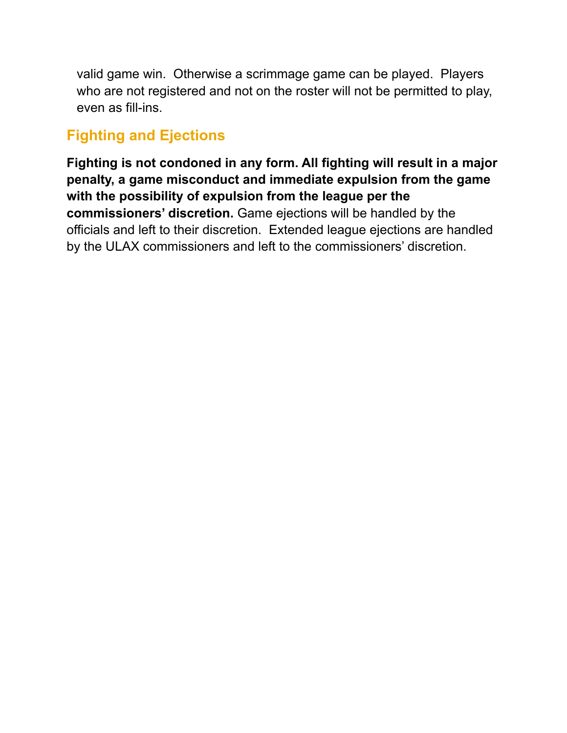valid game win. Otherwise a scrimmage game can be played. Players who are not registered and not on the roster will not be permitted to play, even as fill-ins.

## Fighting and Ejections

**Fighting is not condoned in any form. All fighting will result in a major penalty, a game misconduct and immediate expulsion from the game with the possibility of expulsion from the league per the commissioners' discretion.** Game ejections will be handled by the officials and left to their discretion. Extended league ejections are handled by the ULAX commissioners and left to the commissioners' discretion.